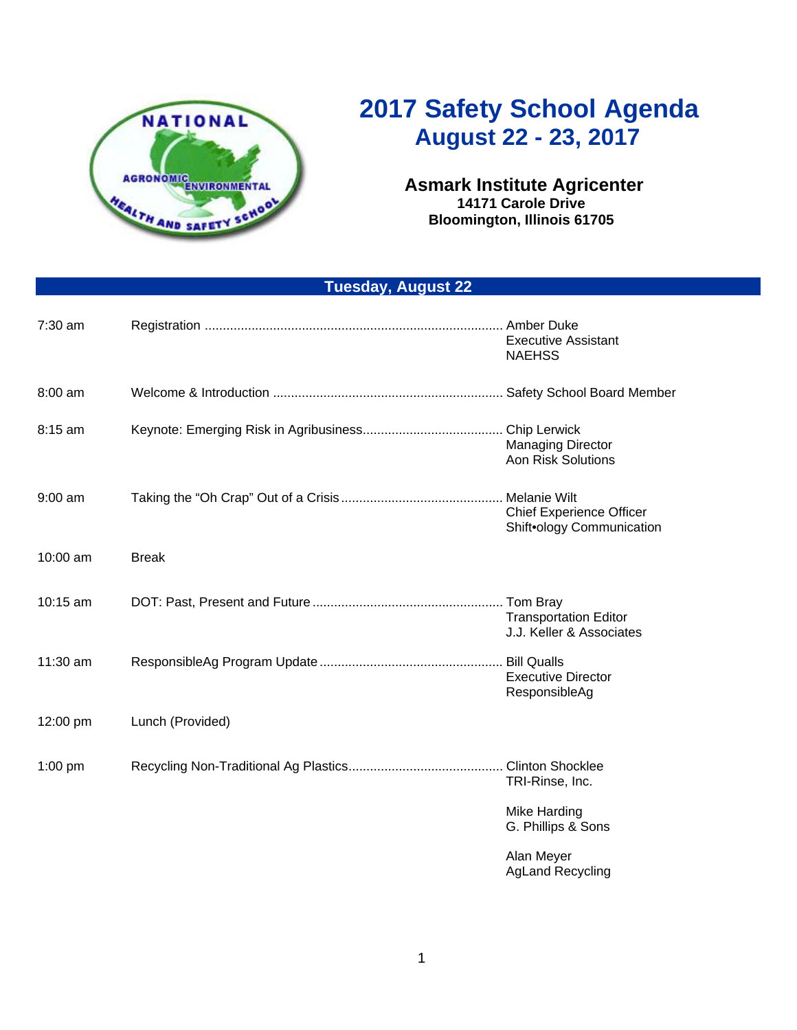# 2017 Safety School Agenda
## August 22 - 23, 2017

**Asmark Institute Agricenter**
**14171 Carole Drive**
**Bloomington, Illinois 61705**

## Tuesday, August 22

| Time | Session | Speaker |
|---|---|---|
| 7:30 am | Registration | Amber Duke<br>Executive Assistant<br>NAEHSS |
| 8:00 am | Welcome & Introduction | Safety School Board Member |
| 8:15 am | Keynote: Emerging Risk in Agribusiness | Chip Lerwick<br>Managing Director<br>Aon Risk Solutions |
| 9:00 am | Taking the "Oh Crap" Out of a Crisis | Melanie Wilt<br>Chief Experience Officer<br>Shift•ology Communication |
| 10:00 am | Break | |
| 10:15 am | DOT: Past, Present and Future | Tom Bray<br>Transportation Editor<br>J.J. Keller & Associates |
| 11:30 am | ResponsibleAg Program Update | Bill Qualls<br>Executive Director<br>ResponsibleAg |
| 12:00 pm | Lunch (Provided) | |
| 1:00 pm | Recycling Non-Traditional Ag Plastics | Clinton Shocklee<br>TRI-Rinse, Inc.<br><br>Mike Harding<br>G. Phillips & Sons<br><br>Alan Meyer<br>AgLand Recycling |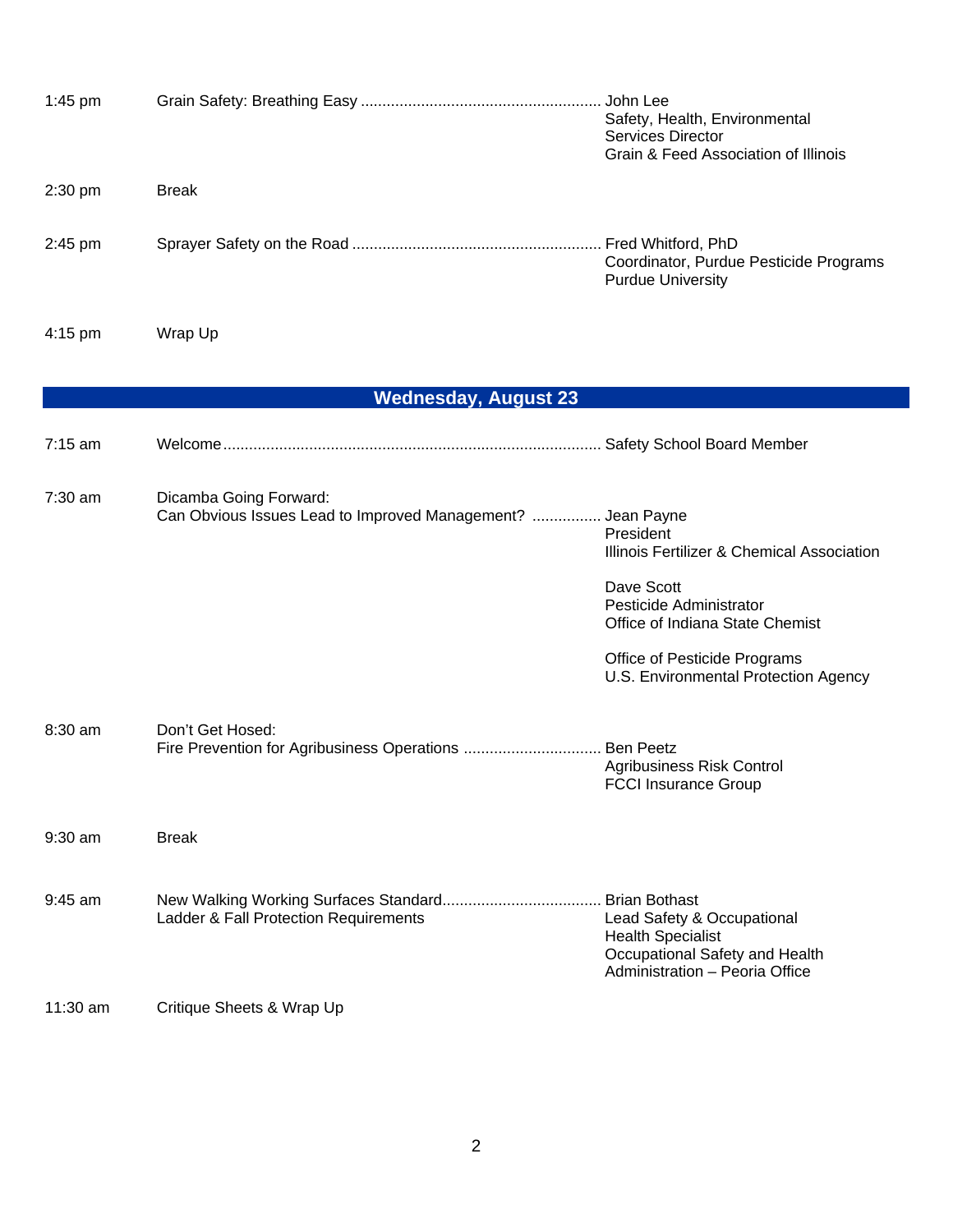1:45 pm Grain Safety: Breathing Easy ........................................................ John Lee
Safety, Health, Environmental Services Director
Grain & Feed Association of Illinois

2:30 pm Break

2:45 pm Sprayer Safety on the Road .......................................................... Fred Whitford, PhD
Coordinator, Purdue Pesticide Programs
Purdue University

4:15 pm Wrap Up

## Wednesday, August 23

7:15 am Welcome........................................................................................ Safety School Board Member

7:30 am Dicamba Going Forward:
Can Obvious Issues Lead to Improved Management? ................ Jean Payne
President
Illinois Fertilizer & Chemical Association

Dave Scott
Pesticide Administrator
Office of Indiana State Chemist

Office of Pesticide Programs
U.S. Environmental Protection Agency

8:30 am Don't Get Hosed:
Fire Prevention for Agribusiness Operations ................................ Ben Peetz
Agribusiness Risk Control
FCCI Insurance Group

9:30 am Break

9:45 am New Walking Working Surfaces Standard.................................... Brian Bothast
Ladder & Fall Protection Requirements
Lead Safety & Occupational Health Specialist
Occupational Safety and Health Administration – Peoria Office

11:30 am Critique Sheets & Wrap Up